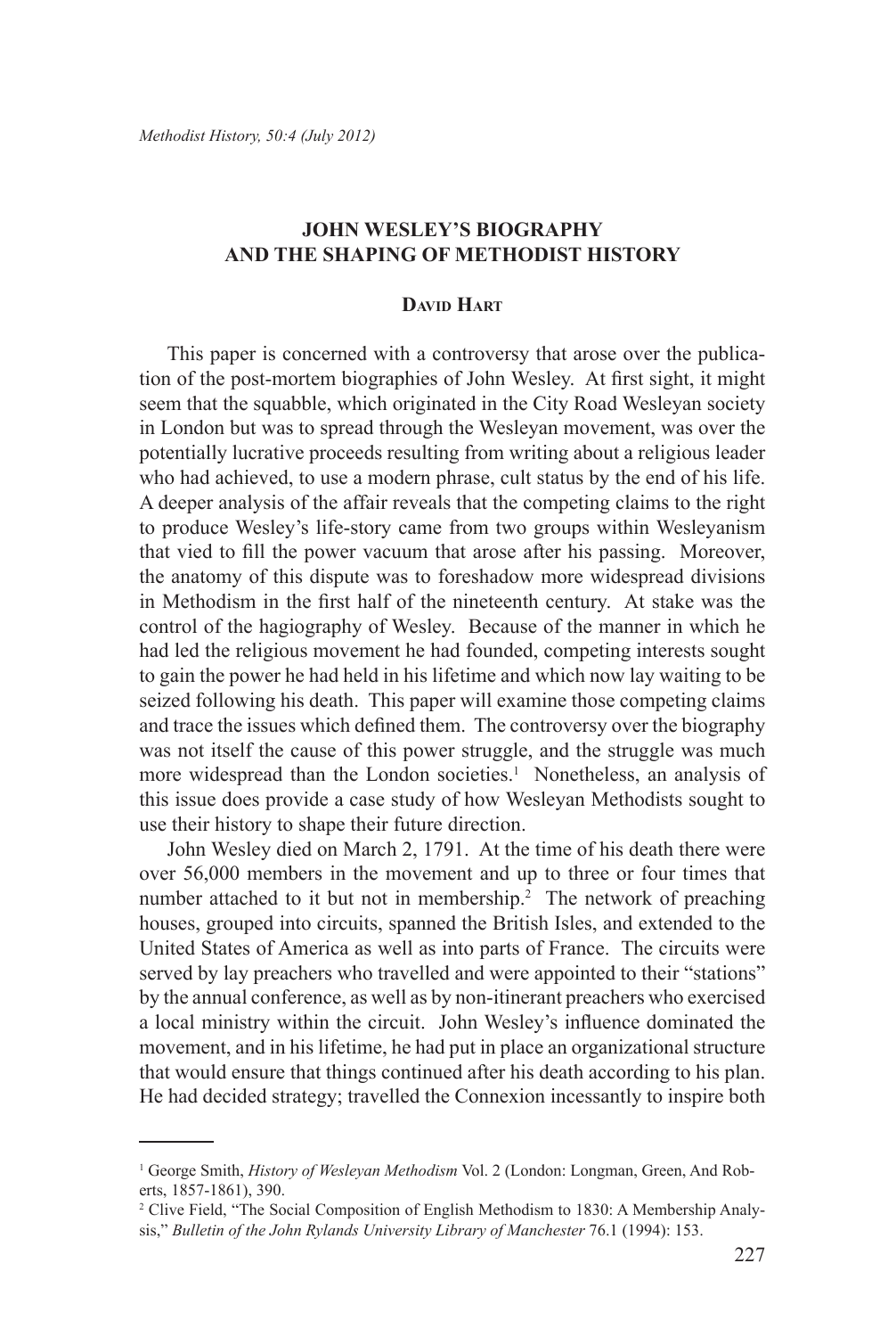# JOHN WESLEY'S BIOGRAPHY AND THE SHAPING OF METHODIST HISTORY

### David Hart

This paper is concerned with a controversy that arose over the publication of the post-mortem biographies of John Wesley. At first sight, it might seem that the squabble, which originated in the City Road Wesleyan society in London but was to spread through the Wesleyan movement, was over the potentially lucrative proceeds resulting from writing about a religious leader who had achieved, to use a modern phrase, cult status by the end of his life. A deeper analysis of the affair reveals that the competing claims to the right to produce Wesley's life-story came from two groups within Wesleyanism that vied to fill the power vacuum that arose after his passing. Moreover, the anatomy of this dispute was to foreshadow more widespread divisions in Methodism in the first half of the nineteenth century. At stake was the control of the hagiography of Wesley. Because of the manner in which he had led the religious movement he had founded, competing interests sought to gain the power he had held in his lifetime and which now lay waiting to be seized following his death. This paper will examine those competing claims and trace the issues which defined them. The controversy over the biography was not itself the cause of this power struggle, and the struggle was much more widespread than the London societies.[1] Nonetheless, an analysis of this issue does provide a case study of how Wesleyan Methodists sought to use their history to shape their future direction.

John Wesley died on March 2, 1791. At the time of his death there were over 56,000 members in the movement and up to three or four times that number attached to it but not in membership.[2] The network of preaching houses, grouped into circuits, spanned the British Isles, and extended to the United States of America as well as into parts of France. The circuits were served by lay preachers who travelled and were appointed to their "stations" by the annual conference, as well as by non-itinerant preachers who exercised a local ministry within the circuit. John Wesley's influence dominated the movement, and in his lifetime, he had put in place an organizational structure that would ensure that things continued after his death according to his plan. He had decided strategy; travelled the Connexion incessantly to inspire both

---

[1] George Smith, *History of Wesleyan Methodism* Vol. 2 (London: Longman, Green, And Roberts, 1857-1861), 390.

[2] Clive Field, "The Social Composition of English Methodism to 1830: A Membership Analysis," *Bulletin of the John Rylands University Library of Manchester* 76.1 (1994): 153.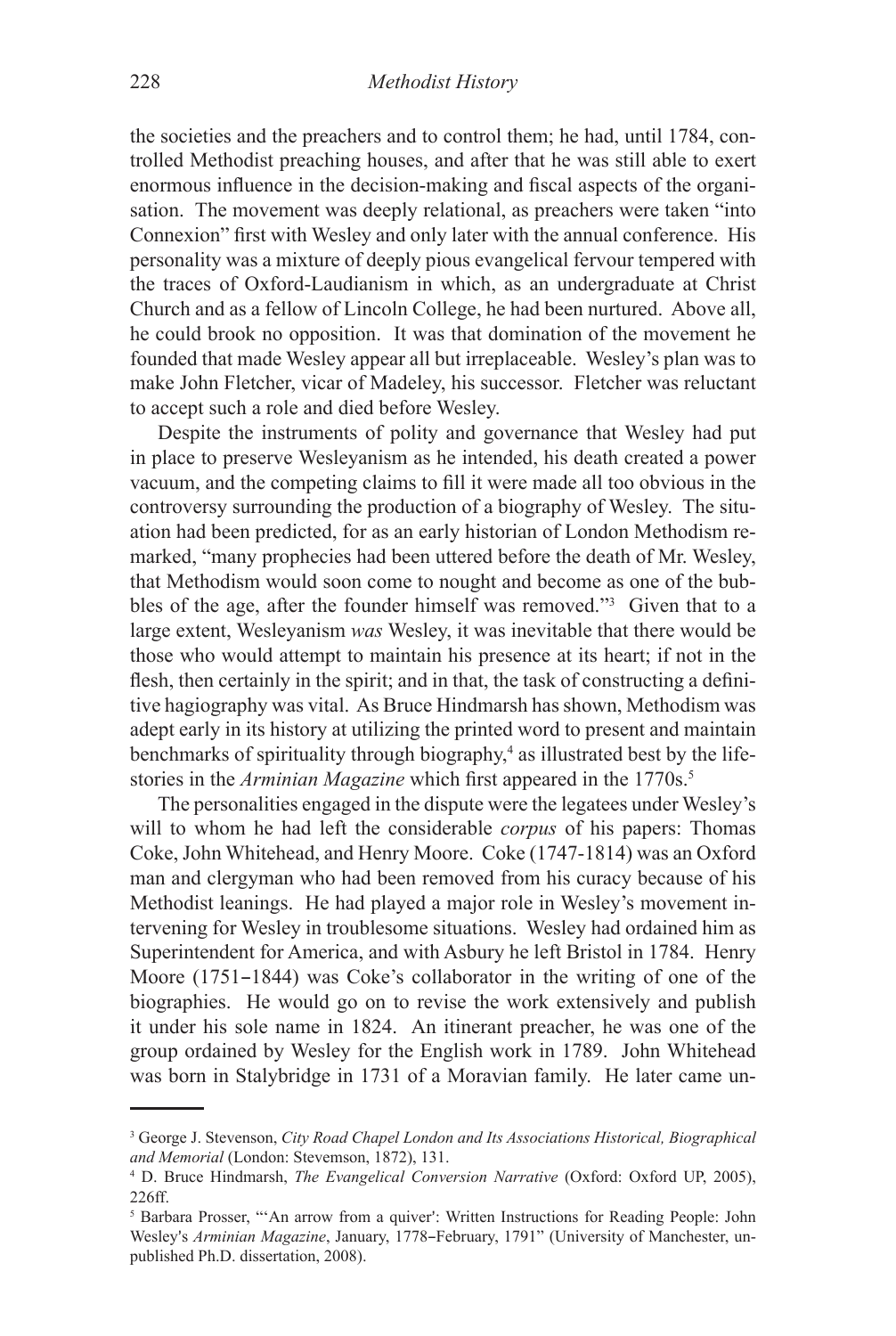the societies and the preachers and to control them; he had, until 1784, controlled Methodist preaching houses, and after that he was still able to exert enormous influence in the decision-making and fiscal aspects of the organisation. The movement was deeply relational, as preachers were taken "into Connexion" first with Wesley and only later with the annual conference. His personality was a mixture of deeply pious evangelical fervour tempered with the traces of Oxford-Laudianism in which, as an undergraduate at Christ Church and as a fellow of Lincoln College, he had been nurtured. Above all, he could brook no opposition. It was that domination of the movement he founded that made Wesley appear all but irreplaceable. Wesley's plan was to make John Fletcher, vicar of Madeley, his successor. Fletcher was reluctant to accept such a role and died before Wesley.

Despite the instruments of polity and governance that Wesley had put in place to preserve Wesleyanism as he intended, his death created a power vacuum, and the competing claims to fill it were made all too obvious in the controversy surrounding the production of a biography of Wesley. The situation had been predicted, for as an early historian of London Methodism remarked, "many prophecies had been uttered before the death of Mr. Wesley, that Methodism would soon come to nought and become as one of the bubbles of the age, after the founder himself was removed."[3] Given that to a large extent, Wesleyanism *was* Wesley, it was inevitable that there would be those who would attempt to maintain his presence at its heart; if not in the flesh, then certainly in the spirit; and in that, the task of constructing a definitive hagiography was vital. As Bruce Hindmarsh has shown, Methodism was adept early in its history at utilizing the printed word to present and maintain benchmarks of spirituality through biography,[4] as illustrated best by the life-stories in the *Arminian Magazine* which first appeared in the 1770s.[5]

The personalities engaged in the dispute were the legatees under Wesley's will to whom he had left the considerable *corpus* of his papers: Thomas Coke, John Whitehead, and Henry Moore. Coke (1747-1814) was an Oxford man and clergyman who had been removed from his curacy because of his Methodist leanings. He had played a major role in Wesley's movement intervening for Wesley in troublesome situations. Wesley had ordained him as Superintendent for America, and with Asbury he left Bristol in 1784. Henry Moore (1751–1844) was Coke's collaborator in the writing of one of the biographies. He would go on to revise the work extensively and publish it under his sole name in 1824. An itinerant preacher, he was one of the group ordained by Wesley for the English work in 1789. John Whitehead was born in Stalybridge in 1731 of a Moravian family. He later came un-

---

[3] George J. Stevenson, *City Road Chapel London and Its Associations Historical, Biographical and Memorial* (London: Stevemson, 1872), 131.

[4] D. Bruce Hindmarsh, *The Evangelical Conversion Narrative* (Oxford: Oxford UP, 2005), 226ff.

[5] Barbara Prosser, "'An arrow from a quiver': Written Instructions for Reading People: John Wesley's *Arminian Magazine*, January, 1778–February, 1791" (University of Manchester, unpublished Ph.D. dissertation, 2008).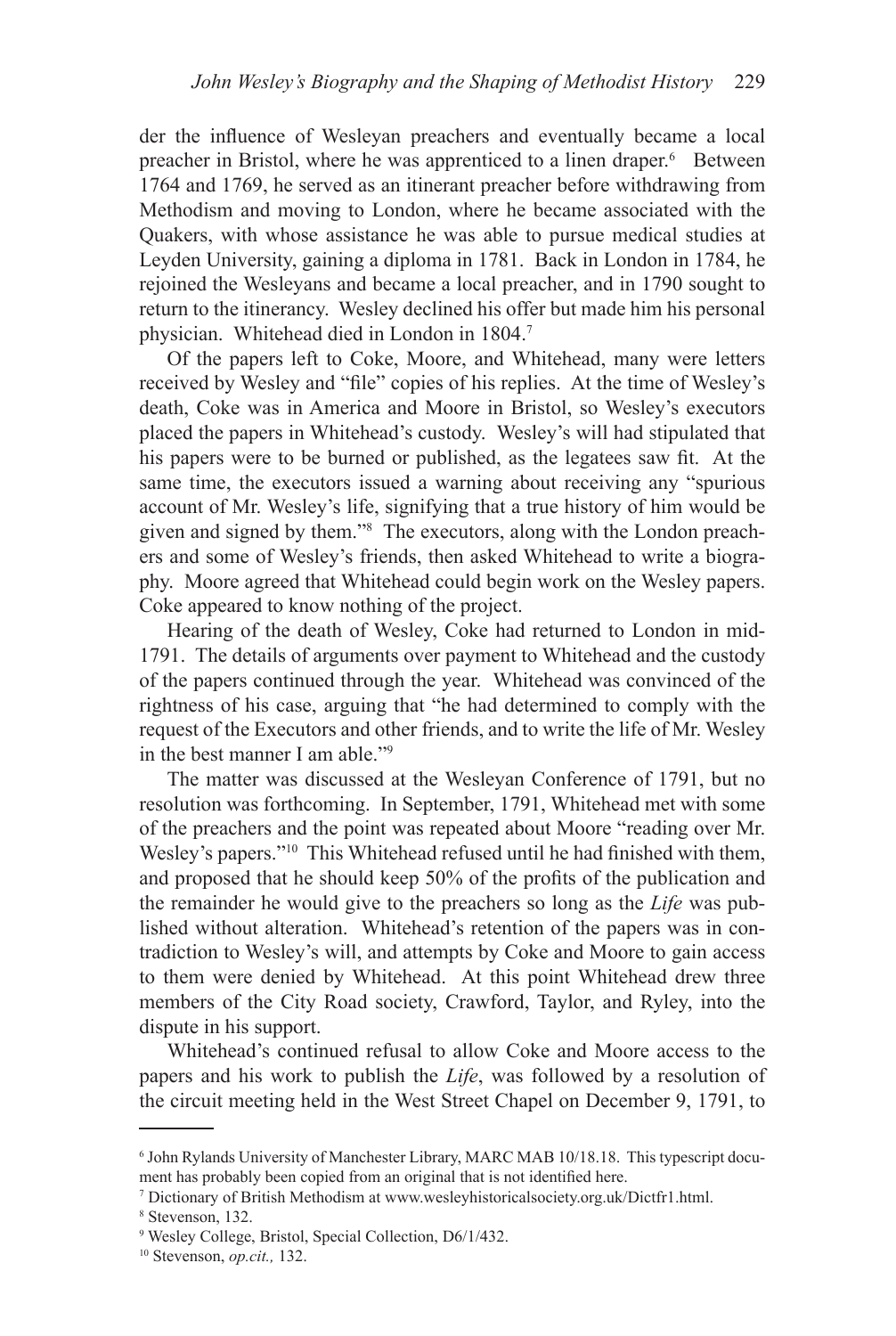der the influence of Wesleyan preachers and eventually became a local preacher in Bristol, where he was apprenticed to a linen draper.[6] Between 1764 and 1769, he served as an itinerant preacher before withdrawing from Methodism and moving to London, where he became associated with the Quakers, with whose assistance he was able to pursue medical studies at Leyden University, gaining a diploma in 1781. Back in London in 1784, he rejoined the Wesleyans and became a local preacher, and in 1790 sought to return to the itinerancy. Wesley declined his offer but made him his personal physician. Whitehead died in London in 1804.[7]

Of the papers left to Coke, Moore, and Whitehead, many were letters received by Wesley and "file" copies of his replies. At the time of Wesley's death, Coke was in America and Moore in Bristol, so Wesley's executors placed the papers in Whitehead's custody. Wesley's will had stipulated that his papers were to be burned or published, as the legatees saw fit. At the same time, the executors issued a warning about receiving any "spurious account of Mr. Wesley's life, signifying that a true history of him would be given and signed by them."[8] The executors, along with the London preachers and some of Wesley's friends, then asked Whitehead to write a biography. Moore agreed that Whitehead could begin work on the Wesley papers. Coke appeared to know nothing of the project.

Hearing of the death of Wesley, Coke had returned to London in mid-1791. The details of arguments over payment to Whitehead and the custody of the papers continued through the year. Whitehead was convinced of the rightness of his case, arguing that "he had determined to comply with the request of the Executors and other friends, and to write the life of Mr. Wesley in the best manner I am able."[9]

The matter was discussed at the Wesleyan Conference of 1791, but no resolution was forthcoming. In September, 1791, Whitehead met with some of the preachers and the point was repeated about Moore "reading over Mr. Wesley's papers."[10] This Whitehead refused until he had finished with them, and proposed that he should keep 50% of the profits of the publication and the remainder he would give to the preachers so long as the *Life* was published without alteration. Whitehead's retention of the papers was in contradiction to Wesley's will, and attempts by Coke and Moore to gain access to them were denied by Whitehead. At this point Whitehead drew three members of the City Road society, Crawford, Taylor, and Ryley, into the dispute in his support.

Whitehead's continued refusal to allow Coke and Moore access to the papers and his work to publish the *Life*, was followed by a resolution of the circuit meeting held in the West Street Chapel on December 9, 1791, to

---

[6] John Rylands University of Manchester Library, MARC MAB 10/18.18. This typescript document has probably been copied from an original that is not identified here.

[7] Dictionary of British Methodism at www.wesleyhistoricalsociety.org.uk/Dictfr1.html.

[8] Stevenson, 132.

[9] Wesley College, Bristol, Special Collection, D6/1/432.

[10] Stevenson, *op.cit.,* 132.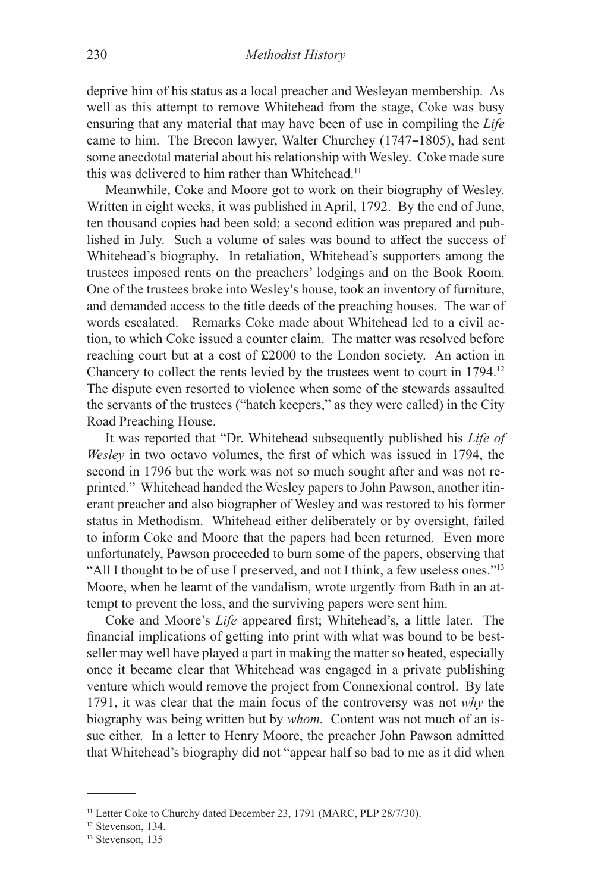deprive him of his status as a local preacher and Wesleyan membership. As well as this attempt to remove Whitehead from the stage, Coke was busy ensuring that any material that may have been of use in compiling the *Life* came to him. The Brecon lawyer, Walter Churchey (1747–1805), had sent some anecdotal material about his relationship with Wesley. Coke made sure this was delivered to him rather than Whitehead.[11]

Meanwhile, Coke and Moore got to work on their biography of Wesley. Written in eight weeks, it was published in April, 1792. By the end of June, ten thousand copies had been sold; a second edition was prepared and published in July. Such a volume of sales was bound to affect the success of Whitehead's biography. In retaliation, Whitehead's supporters among the trustees imposed rents on the preachers' lodgings and on the Book Room. One of the trustees broke into Wesley's house, took an inventory of furniture, and demanded access to the title deeds of the preaching houses. The war of words escalated. Remarks Coke made about Whitehead led to a civil action, to which Coke issued a counter claim. The matter was resolved before reaching court but at a cost of £2000 to the London society. An action in Chancery to collect the rents levied by the trustees went to court in 1794.[12] The dispute even resorted to violence when some of the stewards assaulted the servants of the trustees ("hatch keepers," as they were called) in the City Road Preaching House.

It was reported that "Dr. Whitehead subsequently published his *Life of Wesley* in two octavo volumes, the first of which was issued in 1794, the second in 1796 but the work was not so much sought after and was not reprinted." Whitehead handed the Wesley papers to John Pawson, another itinerant preacher and also biographer of Wesley and was restored to his former status in Methodism. Whitehead either deliberately or by oversight, failed to inform Coke and Moore that the papers had been returned. Even more unfortunately, Pawson proceeded to burn some of the papers, observing that "All I thought to be of use I preserved, and not I think, a few useless ones."[13] Moore, when he learnt of the vandalism, wrote urgently from Bath in an attempt to prevent the loss, and the surviving papers were sent him.

Coke and Moore's *Life* appeared first; Whitehead's, a little later. The financial implications of getting into print with what was bound to be best-seller may well have played a part in making the matter so heated, especially once it became clear that Whitehead was engaged in a private publishing venture which would remove the project from Connexional control. By late 1791, it was clear that the main focus of the controversy was not *why* the biography was being written but by *whom.* Content was not much of an issue either. In a letter to Henry Moore, the preacher John Pawson admitted that Whitehead's biography did not "appear half so bad to me as it did when

---

[11] Letter Coke to Churchy dated December 23, 1791 (MARC, PLP 28/7/30).

[12] Stevenson, 134.

[13] Stevenson, 135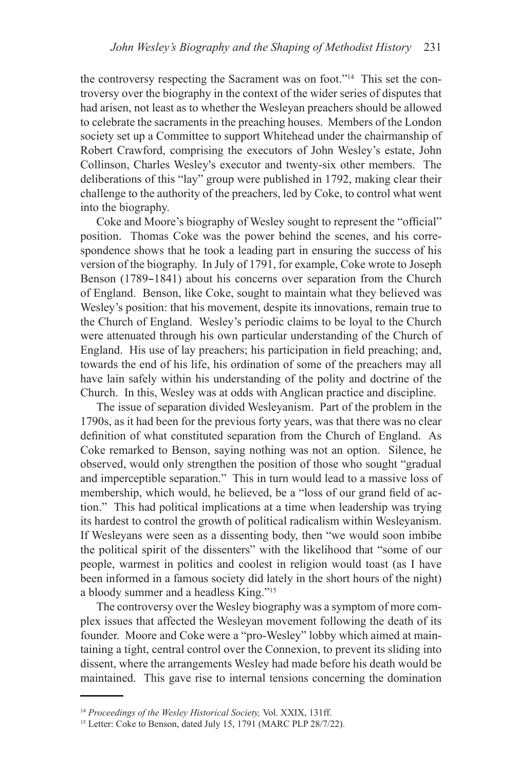the controversy respecting the Sacrament was on foot."[14] This set the controversy over the biography in the context of the wider series of disputes that had arisen, not least as to whether the Wesleyan preachers should be allowed to celebrate the sacraments in the preaching houses. Members of the London society set up a Committee to support Whitehead under the chairmanship of Robert Crawford, comprising the executors of John Wesley's estate, John Collinson, Charles Wesley's executor and twenty-six other members. The deliberations of this "lay" group were published in 1792, making clear their challenge to the authority of the preachers, led by Coke, to control what went into the biography.

Coke and Moore's biography of Wesley sought to represent the "official" position. Thomas Coke was the power behind the scenes, and his correspondence shows that he took a leading part in ensuring the success of his version of the biography. In July of 1791, for example, Coke wrote to Joseph Benson (1789–1841) about his concerns over separation from the Church of England. Benson, like Coke, sought to maintain what they believed was Wesley's position: that his movement, despite its innovations, remain true to the Church of England. Wesley's periodic claims to be loyal to the Church were attenuated through his own particular understanding of the Church of England. His use of lay preachers; his participation in field preaching; and, towards the end of his life, his ordination of some of the preachers may all have lain safely within his understanding of the polity and doctrine of the Church. In this, Wesley was at odds with Anglican practice and discipline.

The issue of separation divided Wesleyanism. Part of the problem in the 1790s, as it had been for the previous forty years, was that there was no clear definition of what constituted separation from the Church of England. As Coke remarked to Benson, saying nothing was not an option. Silence, he observed, would only strengthen the position of those who sought "gradual and imperceptible separation." This in turn would lead to a massive loss of membership, which would, he believed, be a "loss of our grand field of action." This had political implications at a time when leadership was trying its hardest to control the growth of political radicalism within Wesleyanism. If Wesleyans were seen as a dissenting body, then "we would soon imbibe the political spirit of the dissenters" with the likelihood that "some of our people, warmest in politics and coolest in religion would toast (as I have been informed in a famous society did lately in the short hours of the night) a bloody summer and a headless King."[15]

The controversy over the Wesley biography was a symptom of more complex issues that affected the Wesleyan movement following the death of its founder. Moore and Coke were a "pro-Wesley" lobby which aimed at maintaining a tight, central control over the Connexion, to prevent its sliding into dissent, where the arrangements Wesley had made before his death would be maintained. This gave rise to internal tensions concerning the domination

---

[14] *Proceedings of the Wesley Historical Society,* Vol. XXIX, 131ff.

[15] Letter: Coke to Benson, dated July 15, 1791 (MARC PLP 28/7/22).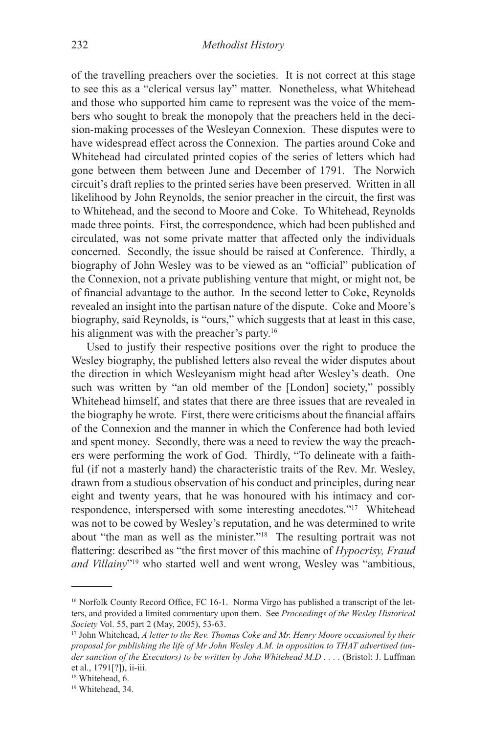of the travelling preachers over the societies. It is not correct at this stage to see this as a "clerical versus lay" matter. Nonetheless, what Whitehead and those who supported him came to represent was the voice of the members who sought to break the monopoly that the preachers held in the decision-making processes of the Wesleyan Connexion. These disputes were to have widespread effect across the Connexion. The parties around Coke and Whitehead had circulated printed copies of the series of letters which had gone between them between June and December of 1791. The Norwich circuit's draft replies to the printed series have been preserved. Written in all likelihood by John Reynolds, the senior preacher in the circuit, the first was to Whitehead, and the second to Moore and Coke. To Whitehead, Reynolds made three points. First, the correspondence, which had been published and circulated, was not some private matter that affected only the individuals concerned. Secondly, the issue should be raised at Conference. Thirdly, a biography of John Wesley was to be viewed as an "official" publication of the Connexion, not a private publishing venture that might, or might not, be of financial advantage to the author. In the second letter to Coke, Reynolds revealed an insight into the partisan nature of the dispute. Coke and Moore's biography, said Reynolds, is "ours," which suggests that at least in this case, his alignment was with the preacher's party.[16]

Used to justify their respective positions over the right to produce the Wesley biography, the published letters also reveal the wider disputes about the direction in which Wesleyanism might head after Wesley's death. One such was written by "an old member of the [London] society," possibly Whitehead himself, and states that there are three issues that are revealed in the biography he wrote. First, there were criticisms about the financial affairs of the Connexion and the manner in which the Conference had both levied and spent money. Secondly, there was a need to review the way the preachers were performing the work of God. Thirdly, "To delineate with a faithful (if not a masterly hand) the characteristic traits of the Rev. Mr. Wesley, drawn from a studious observation of his conduct and principles, during near eight and twenty years, that he was honoured with his intimacy and correspondence, interspersed with some interesting anecdotes."[17] Whitehead was not to be cowed by Wesley's reputation, and he was determined to write about "the man as well as the minister."[18] The resulting portrait was not flattering: described as "the first mover of this machine of *Hypocrisy, Fraud and Villainy*"[19] who started well and went wrong, Wesley was "ambitious,

---

[16] Norfolk County Record Office, FC 16-1. Norma Virgo has published a transcript of the letters, and provided a limited commentary upon them. See *Proceedings of the Wesley Historical Society* Vol. 55, part 2 (May, 2005), 53-63.

[17] John Whitehead, *A letter to the Rev. Thomas Coke and Mr. Henry Moore occasioned by their proposal for publishing the life of Mr John Wesley A.M. in opposition to THAT advertised (under sanction of the Executors) to be written by John Whitehead M.D . . . .* (Bristol: J. Luffman et al., 1791[?]), ii-iii.

[18] Whitehead, 6.

[19] Whitehead, 34.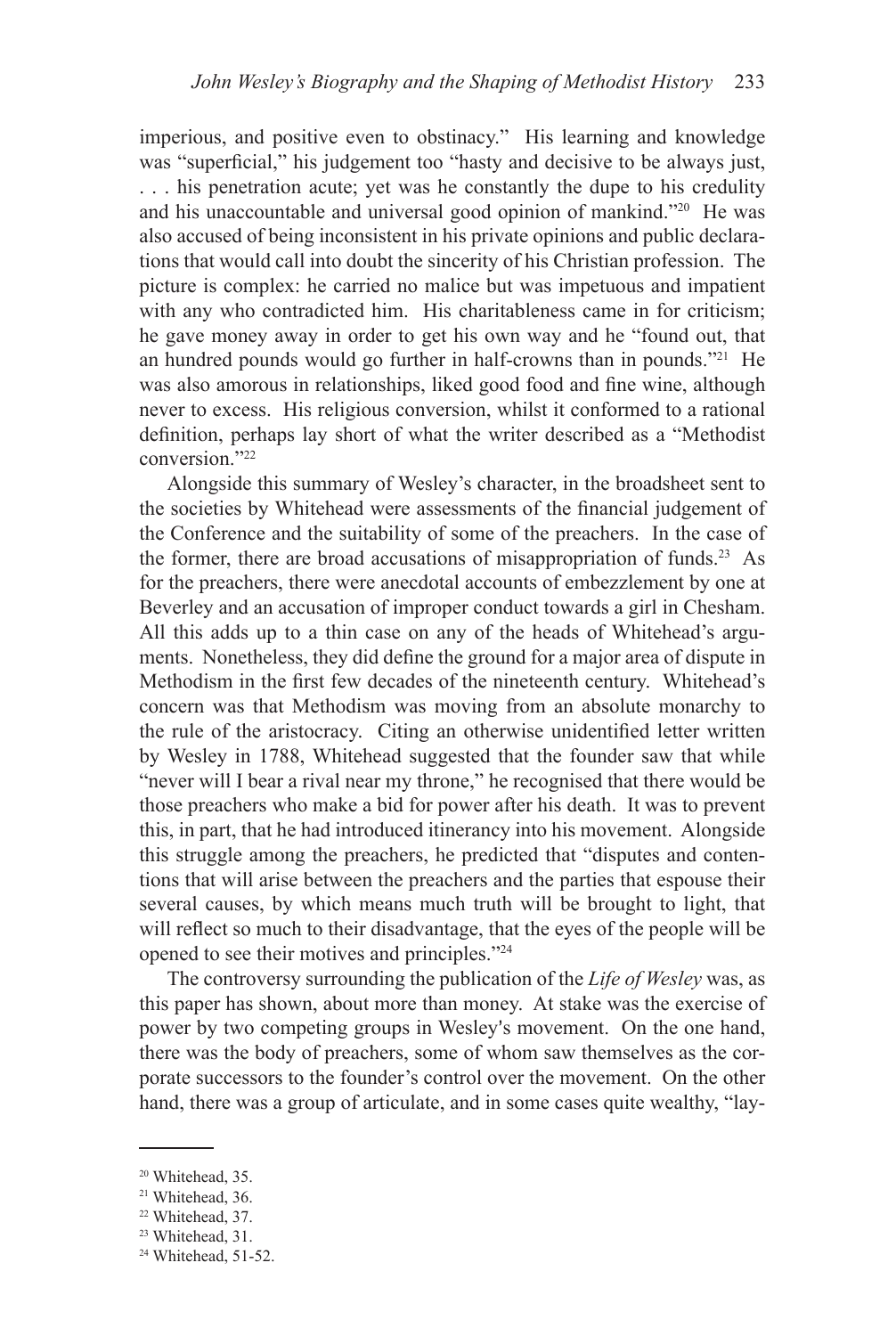imperious, and positive even to obstinacy." His learning and knowledge was "superficial," his judgement too "hasty and decisive to be always just, . . . his penetration acute; yet was he constantly the dupe to his credulity and his unaccountable and universal good opinion of mankind."[20] He was also accused of being inconsistent in his private opinions and public declarations that would call into doubt the sincerity of his Christian profession. The picture is complex: he carried no malice but was impetuous and impatient with any who contradicted him. His charitableness came in for criticism; he gave money away in order to get his own way and he "found out, that an hundred pounds would go further in half-crowns than in pounds."[21] He was also amorous in relationships, liked good food and fine wine, although never to excess. His religious conversion, whilst it conformed to a rational definition, perhaps lay short of what the writer described as a "Methodist conversion."[22]

Alongside this summary of Wesley's character, in the broadsheet sent to the societies by Whitehead were assessments of the financial judgement of the Conference and the suitability of some of the preachers. In the case of the former, there are broad accusations of misappropriation of funds.[23] As for the preachers, there were anecdotal accounts of embezzlement by one at Beverley and an accusation of improper conduct towards a girl in Chesham. All this adds up to a thin case on any of the heads of Whitehead's arguments. Nonetheless, they did define the ground for a major area of dispute in Methodism in the first few decades of the nineteenth century. Whitehead's concern was that Methodism was moving from an absolute monarchy to the rule of the aristocracy. Citing an otherwise unidentified letter written by Wesley in 1788, Whitehead suggested that the founder saw that while "never will I bear a rival near my throne," he recognised that there would be those preachers who make a bid for power after his death. It was to prevent this, in part, that he had introduced itinerancy into his movement. Alongside this struggle among the preachers, he predicted that "disputes and contentions that will arise between the preachers and the parties that espouse their several causes, by which means much truth will be brought to light, that will reflect so much to their disadvantage, that the eyes of the people will be opened to see their motives and principles."[24]

The controversy surrounding the publication of the *Life of Wesley* was, as this paper has shown, about more than money. At stake was the exercise of power by two competing groups in Wesley's movement. On the one hand, there was the body of preachers, some of whom saw themselves as the corporate successors to the founder's control over the movement. On the other hand, there was a group of articulate, and in some cases quite wealthy, "lay-

---

[20] Whitehead, 35.

[21] Whitehead, 36.

[22] Whitehead, 37.

[23] Whitehead, 31.

[24] Whitehead, 51-52.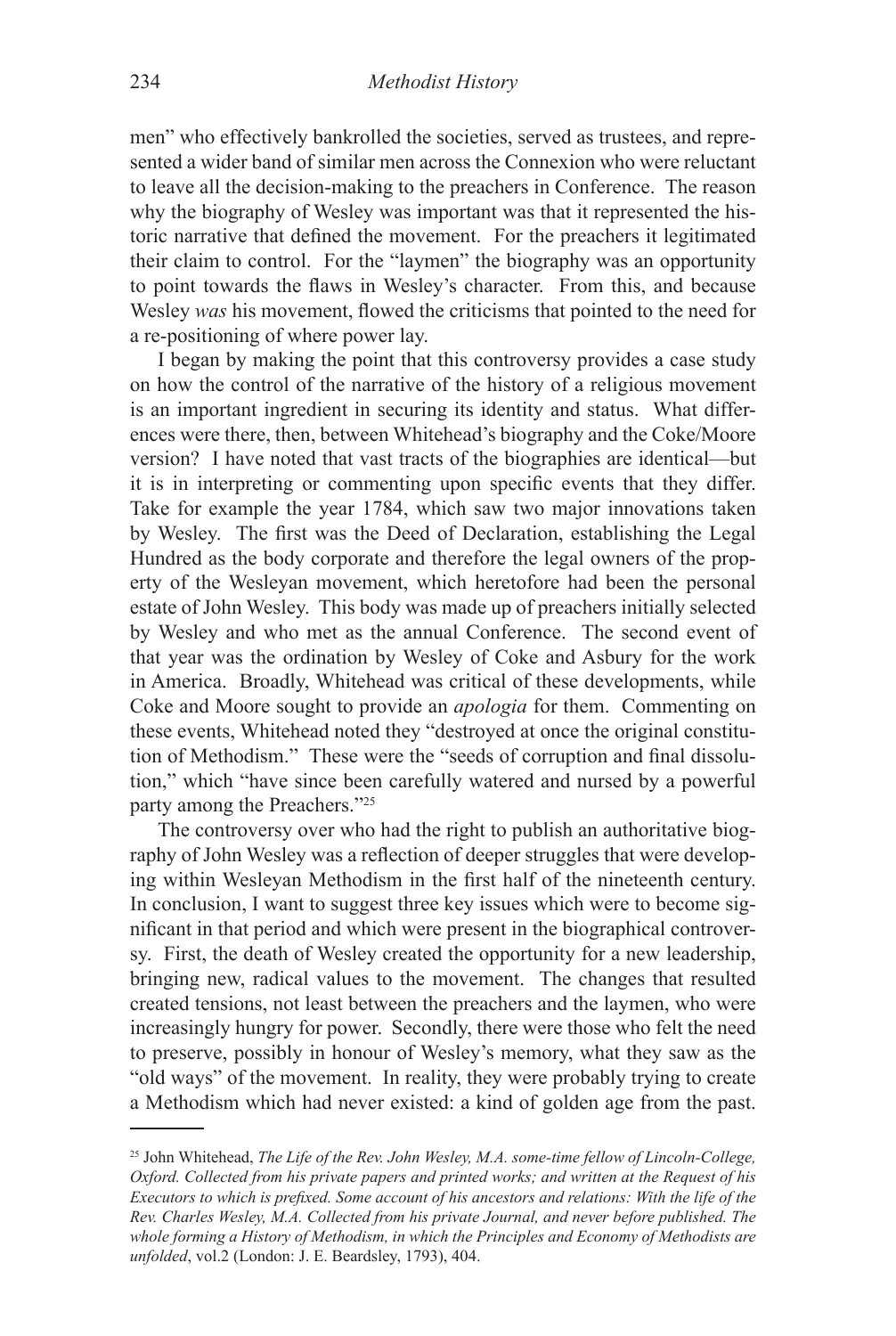men" who effectively bankrolled the societies, served as trustees, and represented a wider band of similar men across the Connexion who were reluctant to leave all the decision-making to the preachers in Conference. The reason why the biography of Wesley was important was that it represented the historic narrative that defined the movement. For the preachers it legitimated their claim to control. For the "laymen" the biography was an opportunity to point towards the flaws in Wesley's character. From this, and because Wesley *was* his movement, flowed the criticisms that pointed to the need for a re-positioning of where power lay.

I began by making the point that this controversy provides a case study on how the control of the narrative of the history of a religious movement is an important ingredient in securing its identity and status. What differences were there, then, between Whitehead's biography and the Coke/Moore version? I have noted that vast tracts of the biographies are identical—but it is in interpreting or commenting upon specific events that they differ. Take for example the year 1784, which saw two major innovations taken by Wesley. The first was the Deed of Declaration, establishing the Legal Hundred as the body corporate and therefore the legal owners of the property of the Wesleyan movement, which heretofore had been the personal estate of John Wesley. This body was made up of preachers initially selected by Wesley and who met as the annual Conference. The second event of that year was the ordination by Wesley of Coke and Asbury for the work in America. Broadly, Whitehead was critical of these developments, while Coke and Moore sought to provide an *apologia* for them. Commenting on these events, Whitehead noted they "destroyed at once the original constitution of Methodism." These were the "seeds of corruption and final dissolution," which "have since been carefully watered and nursed by a powerful party among the Preachers."[25]

The controversy over who had the right to publish an authoritative biography of John Wesley was a reflection of deeper struggles that were developing within Wesleyan Methodism in the first half of the nineteenth century. In conclusion, I want to suggest three key issues which were to become significant in that period and which were present in the biographical controversy. First, the death of Wesley created the opportunity for a new leadership, bringing new, radical values to the movement. The changes that resulted created tensions, not least between the preachers and the laymen, who were increasingly hungry for power. Secondly, there were those who felt the need to preserve, possibly in honour of Wesley's memory, what they saw as the "old ways" of the movement. In reality, they were probably trying to create a Methodism which had never existed: a kind of golden age from the past.

---

[25] John Whitehead, *The Life of the Rev. John Wesley, M.A. some-time fellow of Lincoln-College, Oxford. Collected from his private papers and printed works; and written at the Request of his Executors to which is prefixed. Some account of his ancestors and relations: With the life of the Rev. Charles Wesley, M.A. Collected from his private Journal, and never before published. The whole forming a History of Methodism, in which the Principles and Economy of Methodists are unfolded*, vol.2 (London: J. E. Beardsley, 1793), 404.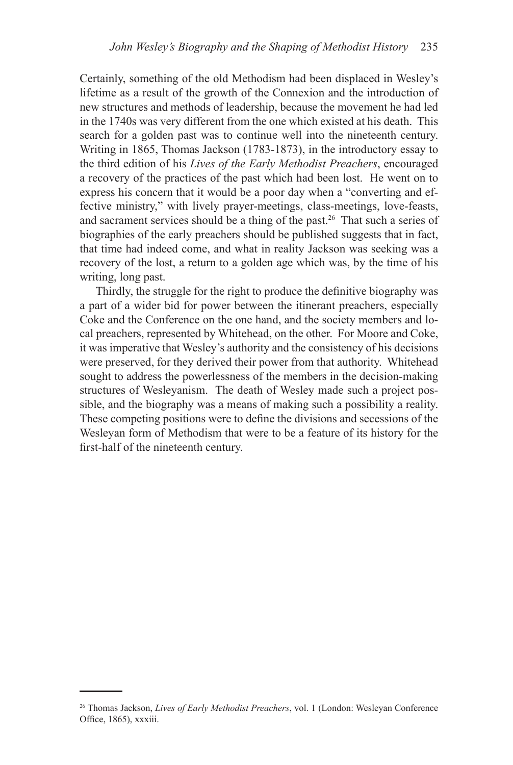Certainly, something of the old Methodism had been displaced in Wesley's lifetime as a result of the growth of the Connexion and the introduction of new structures and methods of leadership, because the movement he had led in the 1740s was very different from the one which existed at his death. This search for a golden past was to continue well into the nineteenth century. Writing in 1865, Thomas Jackson (1783-1873), in the introductory essay to the third edition of his *Lives of the Early Methodist Preachers*, encouraged a recovery of the practices of the past which had been lost. He went on to express his concern that it would be a poor day when a "converting and effective ministry," with lively prayer-meetings, class-meetings, love-feasts, and sacrament services should be a thing of the past.[26] That such a series of biographies of the early preachers should be published suggests that in fact, that time had indeed come, and what in reality Jackson was seeking was a recovery of the lost, a return to a golden age which was, by the time of his writing, long past.

Thirdly, the struggle for the right to produce the definitive biography was a part of a wider bid for power between the itinerant preachers, especially Coke and the Conference on the one hand, and the society members and local preachers, represented by Whitehead, on the other. For Moore and Coke, it was imperative that Wesley's authority and the consistency of his decisions were preserved, for they derived their power from that authority. Whitehead sought to address the powerlessness of the members in the decision-making structures of Wesleyanism. The death of Wesley made such a project possible, and the biography was a means of making such a possibility a reality. These competing positions were to define the divisions and secessions of the Wesleyan form of Methodism that were to be a feature of its history for the first-half of the nineteenth century.

---

[26] Thomas Jackson, *Lives of Early Methodist Preachers*, vol. 1 (London: Wesleyan Conference Office, 1865), xxxiii.